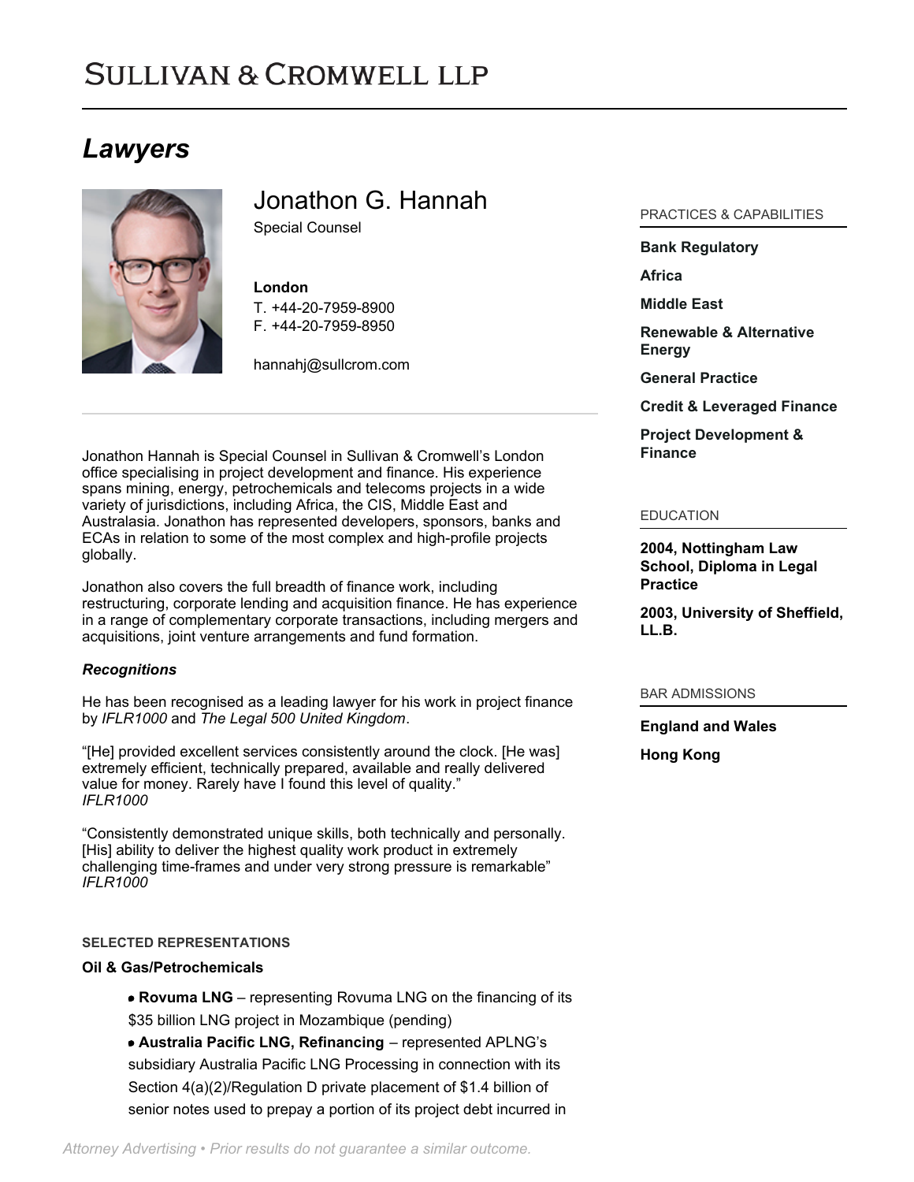# Sullivan & Cromwell LLP

## Lawyers

### Jonathon G. Hannah

Special Counsel

**London**
T. +44-20-7959-8900
F. +44-20-7959-8950

hannahj@sullcrom.com

Jonathon Hannah is Special Counsel in Sullivan & Cromwell's London office specialising in project development and finance. His experience spans mining, energy, petrochemicals and telecoms projects in a wide variety of jurisdictions, including Africa, the CIS, Middle East and Australasia. Jonathon has represented developers, sponsors, banks and ECAs in relation to some of the most complex and high-profile projects globally.

Jonathon also covers the full breadth of finance work, including restructuring, corporate lending and acquisition finance. He has experience in a range of complementary corporate transactions, including mergers and acquisitions, joint venture arrangements and fund formation.

***Recognitions***

He has been recognised as a leading lawyer for his work in project finance by *IFLR1000* and *The Legal 500 United Kingdom*.

"[He] provided excellent services consistently around the clock. [He was] extremely efficient, technically prepared, available and really delivered value for money. Rarely have I found this level of quality."
*IFLR1000*

"Consistently demonstrated unique skills, both technically and personally. [His] ability to deliver the highest quality work product in extremely challenging time-frames and under very strong pressure is remarkable"
*IFLR1000*

#### PRACTICES & CAPABILITIES

**Bank Regulatory**

**Africa**

**Middle East**

**Renewable & Alternative Energy**

**General Practice**

**Credit & Leveraged Finance**

**Project Development & Finance**

#### EDUCATION

**2004, Nottingham Law School, Diploma in Legal Practice**

**2003, University of Sheffield, LL.B.**

#### BAR ADMISSIONS

**England and Wales**

**Hong Kong**

#### SELECTED REPRESENTATIONS

**Oil & Gas/Petrochemicals**

- **Rovuma LNG** – representing Rovuma LNG on the financing of its $35 billion LNG project in Mozambique (pending)
- **Australia Pacific LNG, Refinancing** – represented APLNG's subsidiary Australia Pacific LNG Processing in connection with its Section 4(a)(2)/Regulation D private placement of $1.4 billion of senior notes used to prepay a portion of its project debt incurred in

*Attorney Advertising • Prior results do not guarantee a similar outcome.*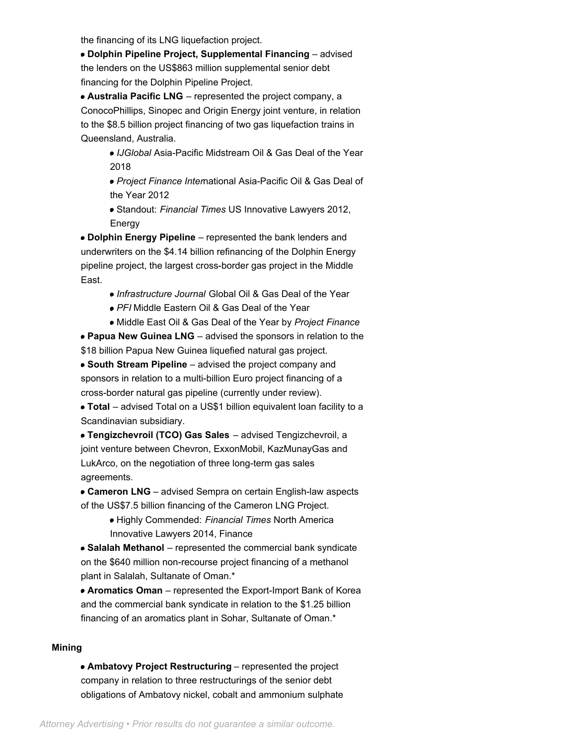the financing of its LNG liquefaction project.

- **Dolphin Pipeline Project, Supplemental Financing** – advised the lenders on the US$863 million supplemental senior debt financing for the Dolphin Pipeline Project.
- **Australia Pacific LNG** – represented the project company, a ConocoPhillips, Sinopec and Origin Energy joint venture, in relation to the $8.5 billion project financing of two gas liquefaction trains in Queensland, Australia.
    - *IJGlobal* Asia-Pacific Midstream Oil & Gas Deal of the Year 2018
    - *Project Finance Inter*national Asia-Pacific Oil & Gas Deal of the Year 2012
    - Standout: *Financial Times* US Innovative Lawyers 2012, Energy
- **Dolphin Energy Pipeline** – represented the bank lenders and underwriters on the $4.14 billion refinancing of the Dolphin Energy pipeline project, the largest cross-border gas project in the Middle East.
    - *Infrastructure Journal* Global Oil & Gas Deal of the Year
    - *PFI* Middle Eastern Oil & Gas Deal of the Year
    - Middle East Oil & Gas Deal of the Year by *Project Finance*
- **Papua New Guinea LNG** – advised the sponsors in relation to the $18 billion Papua New Guinea liquefied natural gas project.
- **South Stream Pipeline** – advised the project company and sponsors in relation to a multi-billion Euro project financing of a cross-border natural gas pipeline (currently under review).
- **Total** – advised Total on a US$1 billion equivalent loan facility to a Scandinavian subsidiary.
- **Tengizchevroil (TCO) Gas Sales** – advised Tengizchevroil, a joint venture between Chevron, ExxonMobil, KazMunayGas and LukArco, on the negotiation of three long-term gas sales agreements.
- **Cameron LNG** – advised Sempra on certain English-law aspects of the US$7.5 billion financing of the Cameron LNG Project.
    - Highly Commended: *Financial Times* North America Innovative Lawyers 2014, Finance
- **Salalah Methanol** – represented the commercial bank syndicate on the $640 million non-recourse project financing of a methanol plant in Salalah, Sultanate of Oman.*
- **Aromatics Oman** – represented the Export-Import Bank of Korea and the commercial bank syndicate in relation to the $1.25 billion financing of an aromatics plant in Sohar, Sultanate of Oman.*

**Mining**

- **Ambatovy Project Restructuring** – represented the project company in relation to three restructurings of the senior debt obligations of Ambatovy nickel, cobalt and ammonium sulphate

*Attorney Advertising • Prior results do not guarantee a similar outcome.*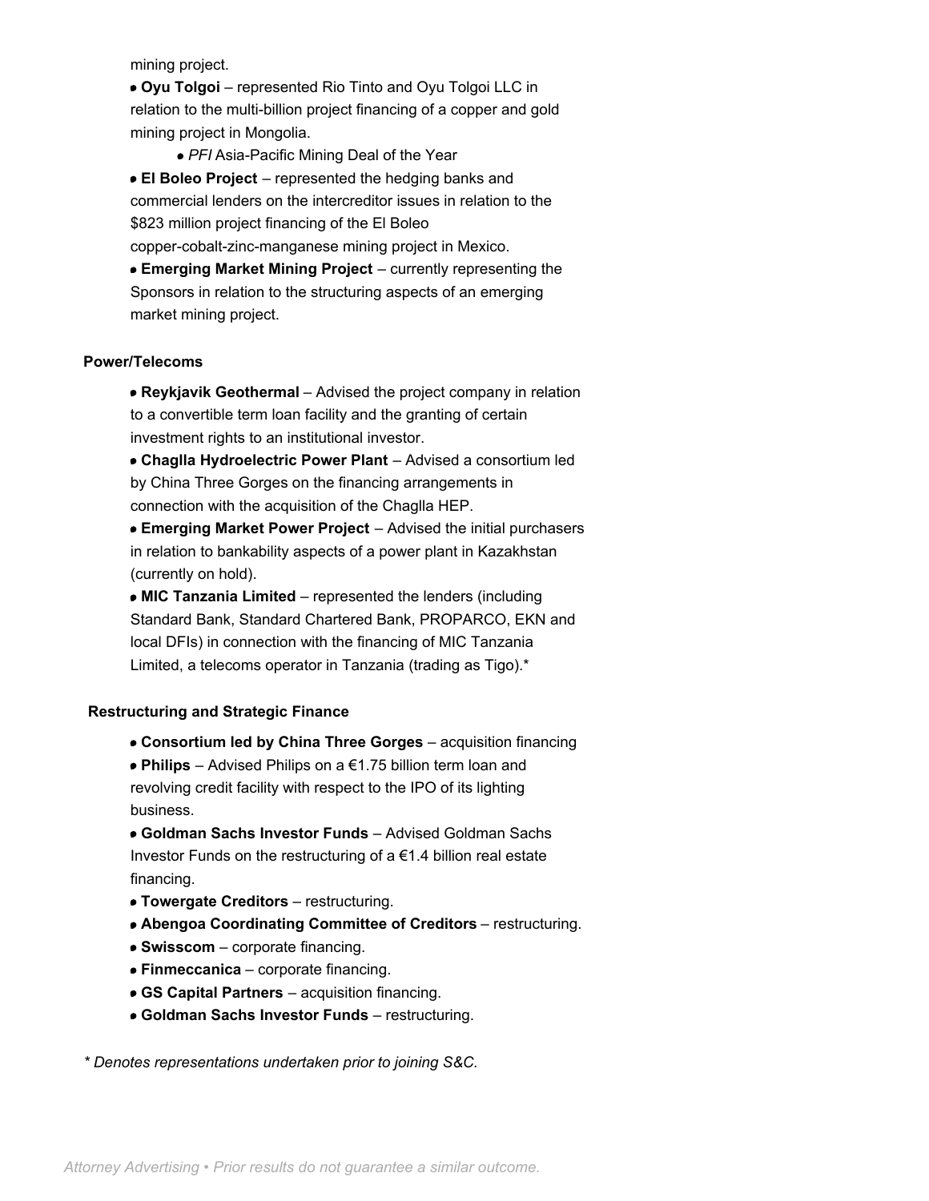mining project.

- **Oyu Tolgoi** – represented Rio Tinto and Oyu Tolgoi LLC in relation to the multi-billion project financing of a copper and gold mining project in Mongolia.
  - *PFI* Asia-Pacific Mining Deal of the Year
- **El Boleo Project** – represented the hedging banks and commercial lenders on the intercreditor issues in relation to the $823 million project financing of the El Boleo copper-cobalt-zinc-manganese mining project in Mexico.
- **Emerging Market Mining Project** – currently representing the Sponsors in relation to the structuring aspects of an emerging market mining project.

**Power/Telecoms**

- **Reykjavik Geothermal** – Advised the project company in relation to a convertible term loan facility and the granting of certain investment rights to an institutional investor.
- **Chaglla Hydroelectric Power Plant** – Advised a consortium led by China Three Gorges on the financing arrangements in connection with the acquisition of the Chaglla HEP.
- **Emerging Market Power Project** – Advised the initial purchasers in relation to bankability aspects of a power plant in Kazakhstan (currently on hold).
- **MIC Tanzania Limited** – represented the lenders (including Standard Bank, Standard Chartered Bank, PROPARCO, EKN and local DFIs) in connection with the financing of MIC Tanzania Limited, a telecoms operator in Tanzania (trading as Tigo).*

**Restructuring and Strategic Finance**

- **Consortium led by China Three Gorges** – acquisition financing
- **Philips** – Advised Philips on a €1.75 billion term loan and revolving credit facility with respect to the IPO of its lighting business.
- **Goldman Sachs Investor Funds** – Advised Goldman Sachs Investor Funds on the restructuring of a €1.4 billion real estate financing.
- **Towergate Creditors** – restructuring.
- **Abengoa Coordinating Committee of Creditors** – restructuring.
- **Swisscom** – corporate financing.
- **Finmeccanica** – corporate financing.
- **GS Capital Partners** – acquisition financing.
- **Goldman Sachs Investor Funds** – restructuring.

*\* Denotes representations undertaken prior to joining S&C.*

*Attorney Advertising • Prior results do not guarantee a similar outcome.*